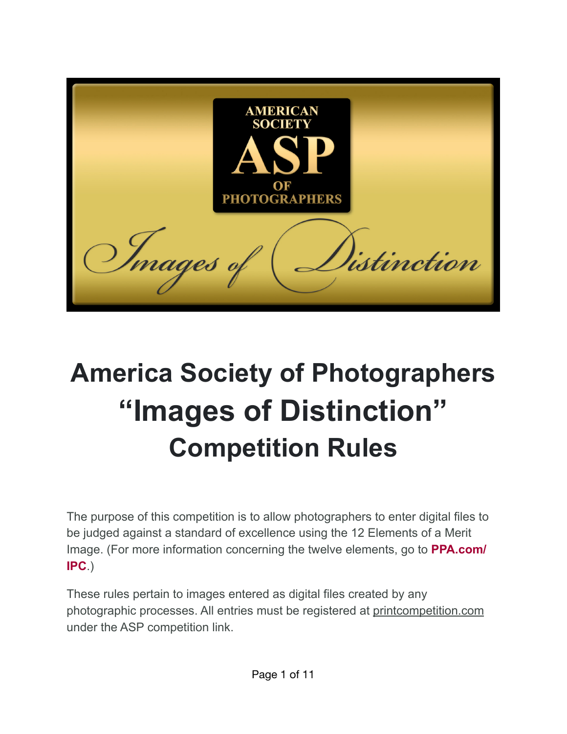# America Society of Photographers "Images of Distinction" Competition Rules

The purpose of this competition is to allow photographers to enter digital files to be judged against a standard of excellence using the 12 Elements of a Merit Image. (For more information concerning the twelve elements, go to **PPA.com/IPC**.)

These rules pertain to images entered as digital files created by any photographic processes. All entries must be registered at printcompetition.com under the ASP competition link.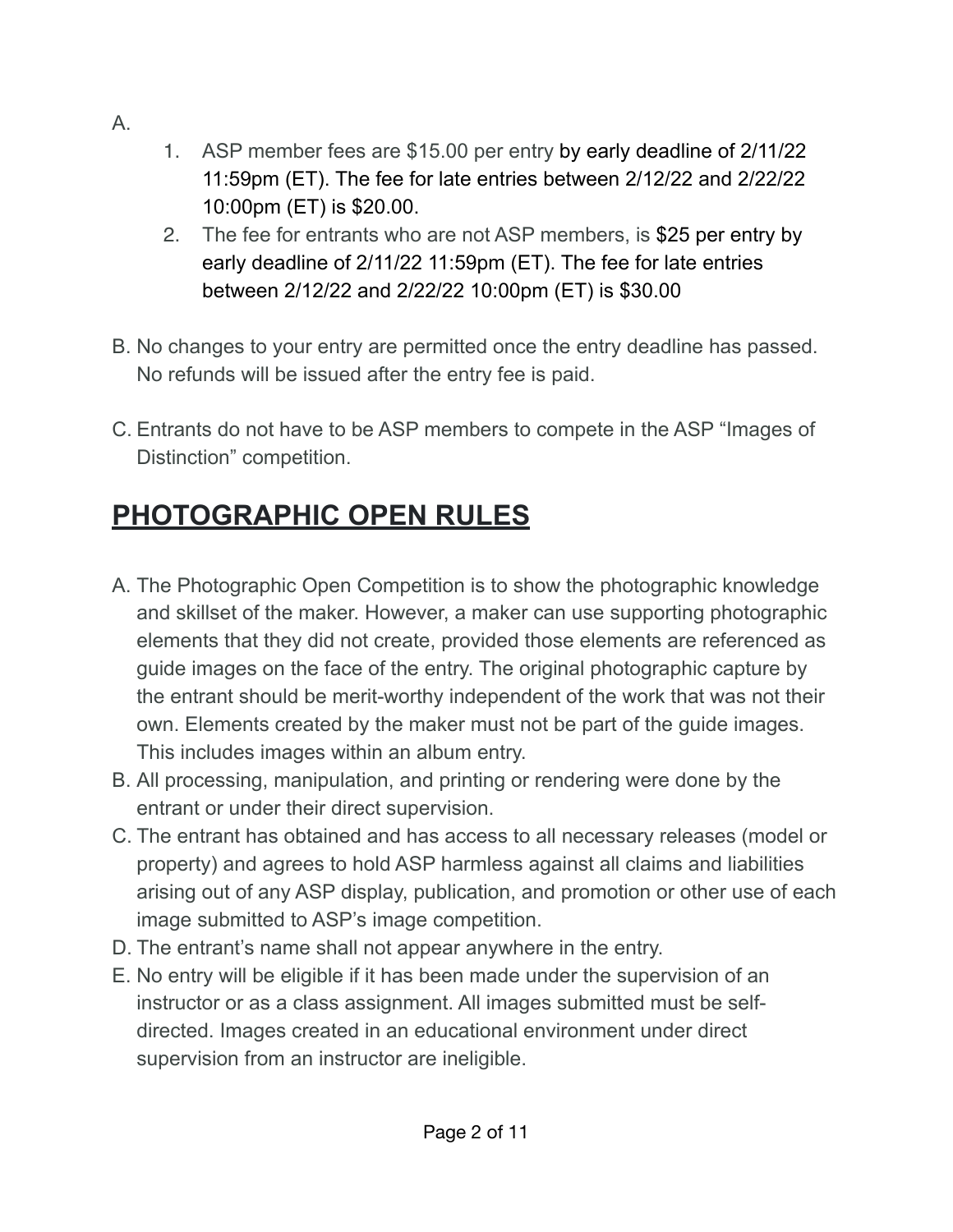A.

1. ASP member fees are $15.00 per entry by early deadline of 2/11/22 11:59pm (ET). The fee for late entries between 2/12/22 and 2/22/22 10:00pm (ET) is $20.00.
2. The fee for entrants who are not ASP members, is $25 per entry by early deadline of 2/11/22 11:59pm (ET). The fee for late entries between 2/12/22 and 2/22/22 10:00pm (ET) is $30.00

B. No changes to your entry are permitted once the entry deadline has passed. No refunds will be issued after the entry fee is paid.

C. Entrants do not have to be ASP members to compete in the ASP "Images of Distinction" competition.

## PHOTOGRAPHIC OPEN RULES

A. The Photographic Open Competition is to show the photographic knowledge and skillset of the maker. However, a maker can use supporting photographic elements that they did not create, provided those elements are referenced as guide images on the face of the entry. The original photographic capture by the entrant should be merit-worthy independent of the work that was not their own. Elements created by the maker must not be part of the guide images. This includes images within an album entry.

B. All processing, manipulation, and printing or rendering were done by the entrant or under their direct supervision.

C. The entrant has obtained and has access to all necessary releases (model or property) and agrees to hold ASP harmless against all claims and liabilities arising out of any ASP display, publication, and promotion or other use of each image submitted to ASP's image competition.

D. The entrant's name shall not appear anywhere in the entry.

E. No entry will be eligible if it has been made under the supervision of an instructor or as a class assignment. All images submitted must be self-directed. Images created in an educational environment under direct supervision from an instructor are ineligible.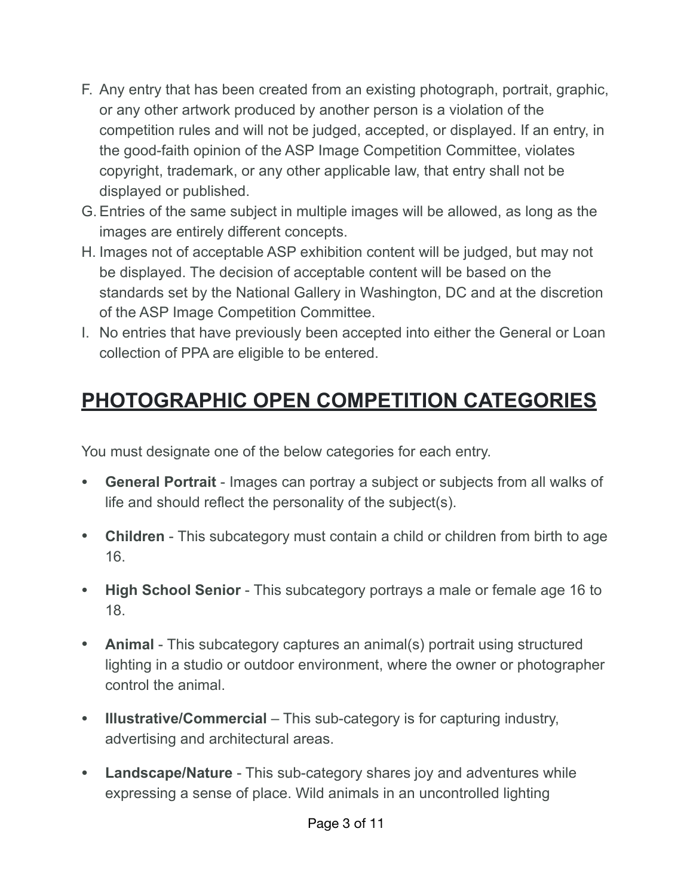F. Any entry that has been created from an existing photograph, portrait, graphic, or any other artwork produced by another person is a violation of the competition rules and will not be judged, accepted, or displayed. If an entry, in the good-faith opinion of the ASP Image Competition Committee, violates copyright, trademark, or any other applicable law, that entry shall not be displayed or published.

G. Entries of the same subject in multiple images will be allowed, as long as the images are entirely different concepts.

H. Images not of acceptable ASP exhibition content will be judged, but may not be displayed. The decision of acceptable content will be based on the standards set by the National Gallery in Washington, DC and at the discretion of the ASP Image Competition Committee.

I. No entries that have previously been accepted into either the General or Loan collection of PPA are eligible to be entered.

## PHOTOGRAPHIC OPEN COMPETITION CATEGORIES

You must designate one of the below categories for each entry.

- **General Portrait** - Images can portray a subject or subjects from all walks of life and should reflect the personality of the subject(s).
- **Children** - This subcategory must contain a child or children from birth to age 16.
- **High School Senior** - This subcategory portrays a male or female age 16 to 18.
- **Animal** - This subcategory captures an animal(s) portrait using structured lighting in a studio or outdoor environment, where the owner or photographer control the animal.
- **Illustrative/Commercial** – This sub-category is for capturing industry, advertising and architectural areas.
- **Landscape/Nature** - This sub-category shares joy and adventures while expressing a sense of place. Wild animals in an uncontrolled lighting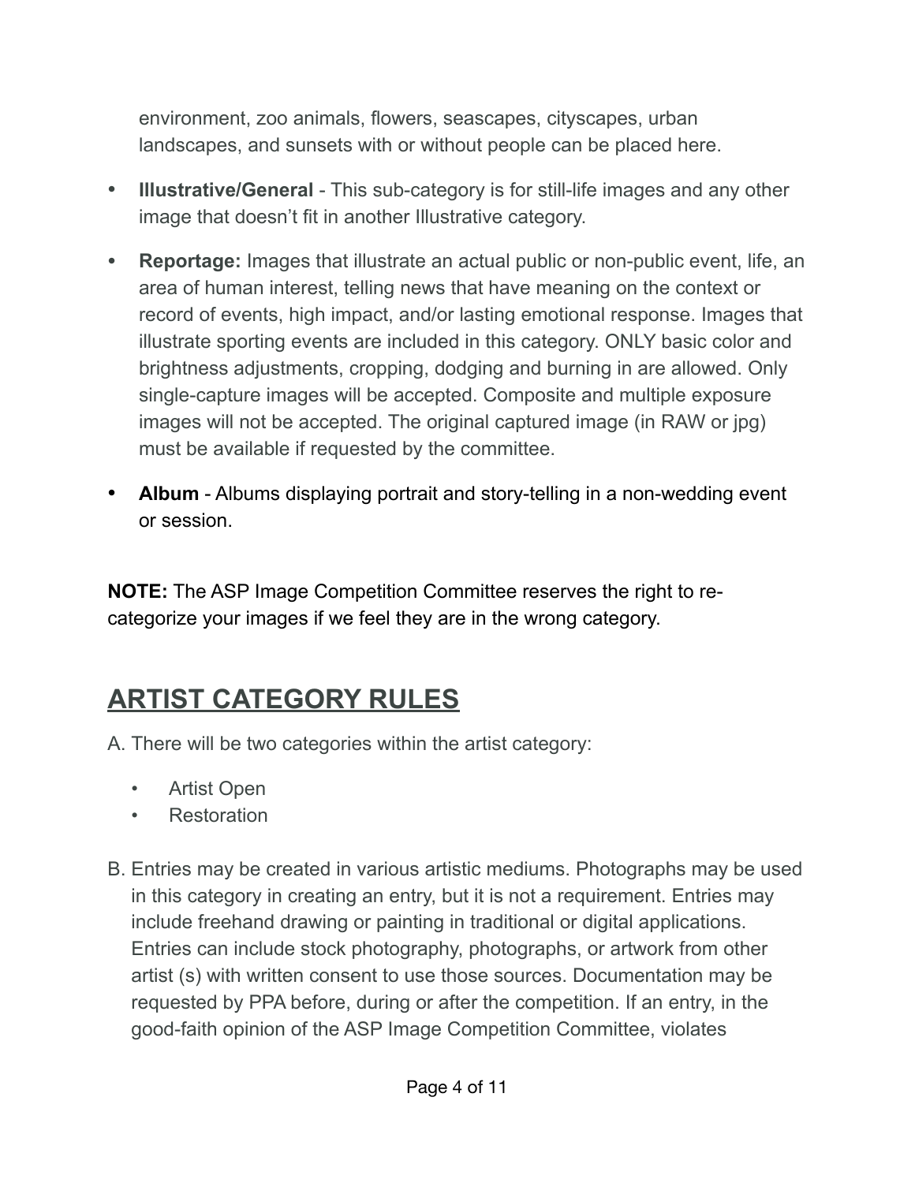environment, zoo animals, flowers, seascapes, cityscapes, urban landscapes, and sunsets with or without people can be placed here.

- **Illustrative/General** - This sub-category is for still-life images and any other image that doesn't fit in another Illustrative category.
- **Reportage:** Images that illustrate an actual public or non-public event, life, an area of human interest, telling news that have meaning on the context or record of events, high impact, and/or lasting emotional response. Images that illustrate sporting events are included in this category. ONLY basic color and brightness adjustments, cropping, dodging and burning in are allowed. Only single-capture images will be accepted. Composite and multiple exposure images will not be accepted. The original captured image (in RAW or jpg) must be available if requested by the committee.
- **Album** - Albums displaying portrait and story-telling in a non-wedding event or session.

**NOTE:** The ASP Image Competition Committee reserves the right to re-categorize your images if we feel they are in the wrong category.

## ARTIST CATEGORY RULES

A. There will be two categories within the artist category:

- Artist Open
- Restoration

B. Entries may be created in various artistic mediums. Photographs may be used in this category in creating an entry, but it is not a requirement. Entries may include freehand drawing or painting in traditional or digital applications. Entries can include stock photography, photographs, or artwork from other artist (s) with written consent to use those sources. Documentation may be requested by PPA before, during or after the competition. If an entry, in the good-faith opinion of the ASP Image Competition Committee, violates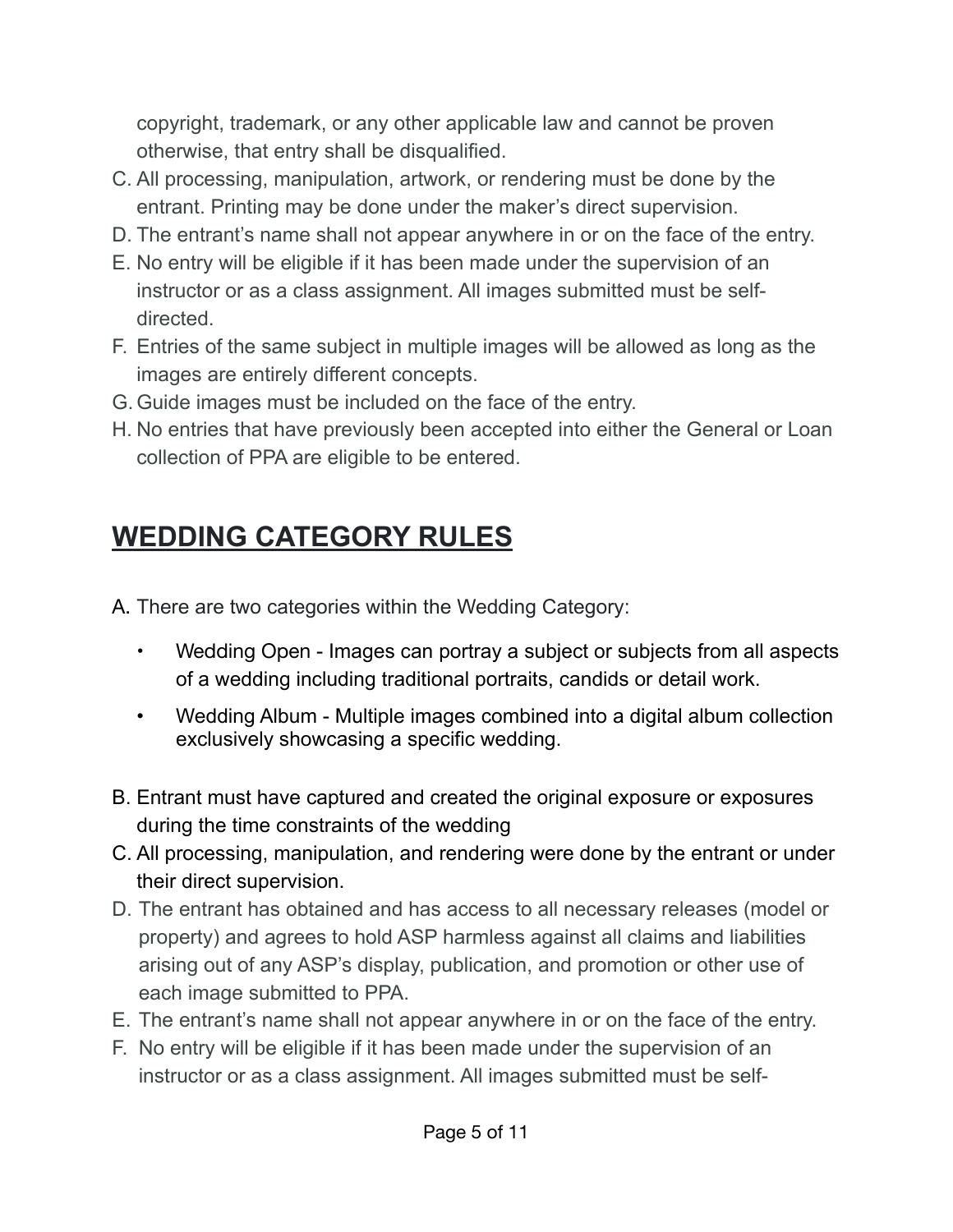copyright, trademark, or any other applicable law and cannot be proven otherwise, that entry shall be disqualified.

C. All processing, manipulation, artwork, or rendering must be done by the entrant. Printing may be done under the maker's direct supervision.
D. The entrant's name shall not appear anywhere in or on the face of the entry.
E. No entry will be eligible if it has been made under the supervision of an instructor or as a class assignment. All images submitted must be self-directed.
F. Entries of the same subject in multiple images will be allowed as long as the images are entirely different concepts.
G. Guide images must be included on the face of the entry.
H. No entries that have previously been accepted into either the General or Loan collection of PPA are eligible to be entered.

## WEDDING CATEGORY RULES

A. There are two categories within the Wedding Category:

- Wedding Open - Images can portray a subject or subjects from all aspects of a wedding including traditional portraits, candids or detail work.
- Wedding Album - Multiple images combined into a digital album collection exclusively showcasing a specific wedding.

B. Entrant must have captured and created the original exposure or exposures during the time constraints of the wedding
C. All processing, manipulation, and rendering were done by the entrant or under their direct supervision.
D. The entrant has obtained and has access to all necessary releases (model or property) and agrees to hold ASP harmless against all claims and liabilities arising out of any ASP's display, publication, and promotion or other use of each image submitted to PPA.
E. The entrant's name shall not appear anywhere in or on the face of the entry.
F. No entry will be eligible if it has been made under the supervision of an instructor or as a class assignment. All images submitted must be self-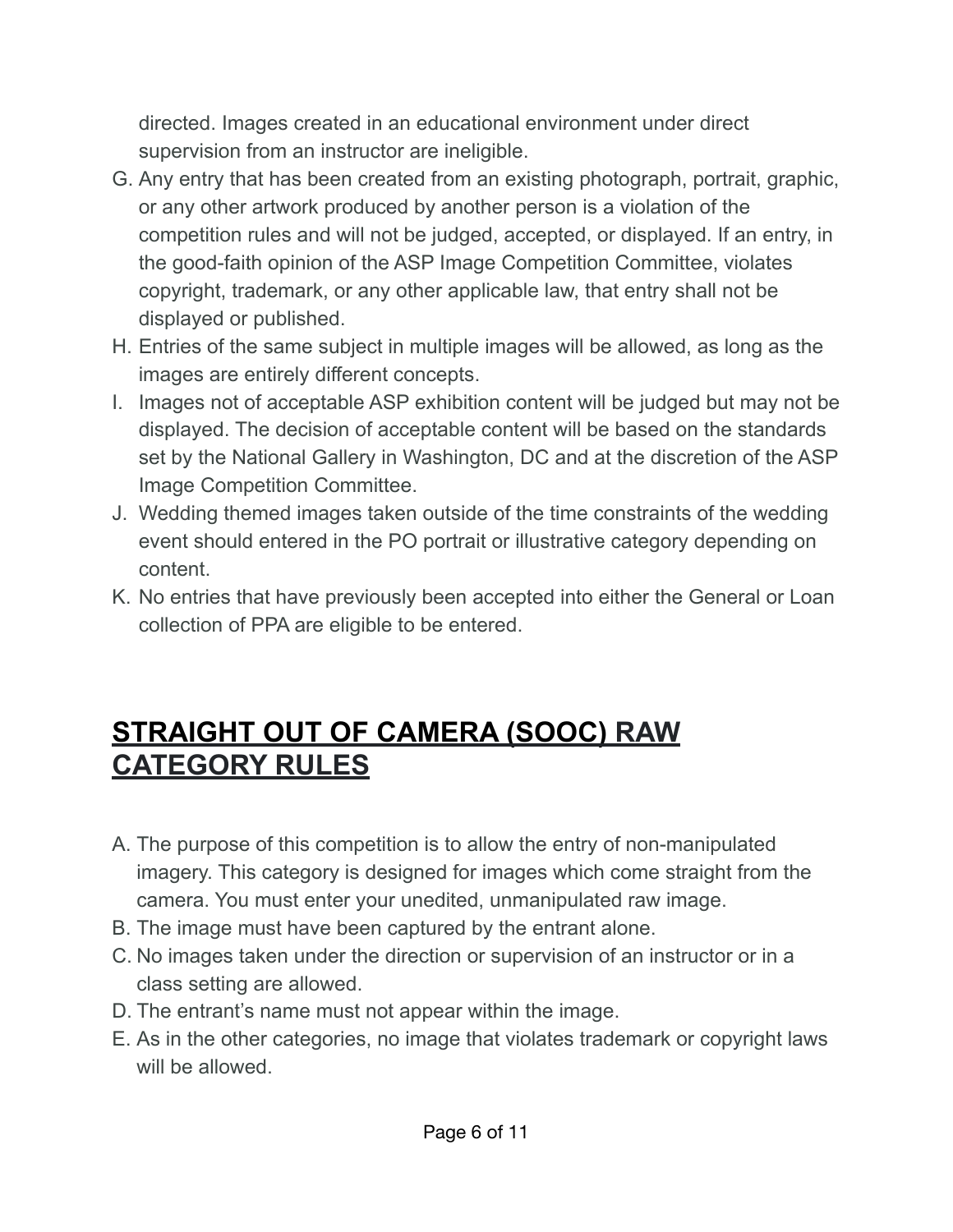directed. Images created in an educational environment under direct supervision from an instructor are ineligible.

G. Any entry that has been created from an existing photograph, portrait, graphic, or any other artwork produced by another person is a violation of the competition rules and will not be judged, accepted, or displayed. If an entry, in the good-faith opinion of the ASP Image Competition Committee, violates copyright, trademark, or any other applicable law, that entry shall not be displayed or published.
H. Entries of the same subject in multiple images will be allowed, as long as the images are entirely different concepts.
I. Images not of acceptable ASP exhibition content will be judged but may not be displayed. The decision of acceptable content will be based on the standards set by the National Gallery in Washington, DC and at the discretion of the ASP Image Competition Committee.
J. Wedding themed images taken outside of the time constraints of the wedding event should entered in the PO portrait or illustrative category depending on content.
K. No entries that have previously been accepted into either the General or Loan collection of PPA are eligible to be entered.

## STRAIGHT OUT OF CAMERA (SOOC) RAW CATEGORY RULES

A. The purpose of this competition is to allow the entry of non-manipulated imagery. This category is designed for images which come straight from the camera. You must enter your unedited, unmanipulated raw image.
B. The image must have been captured by the entrant alone.
C. No images taken under the direction or supervision of an instructor or in a class setting are allowed.
D. The entrant's name must not appear within the image.
E. As in the other categories, no image that violates trademark or copyright laws will be allowed.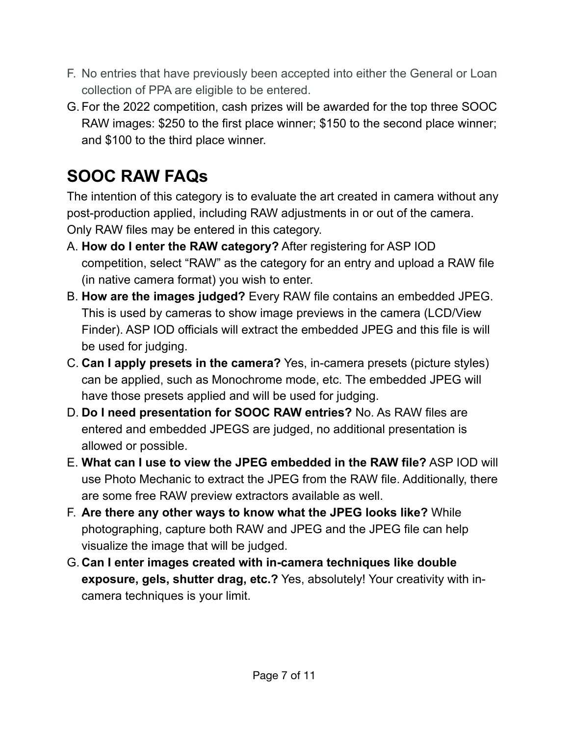F. No entries that have previously been accepted into either the General or Loan collection of PPA are eligible to be entered.

G. For the 2022 competition, cash prizes will be awarded for the top three SOOC RAW images: $250 to the first place winner; $150 to the second place winner; and $100 to the third place winner.

## SOOC RAW FAQs

The intention of this category is to evaluate the art created in camera without any post-production applied, including RAW adjustments in or out of the camera. Only RAW files may be entered in this category.

A. **How do I enter the RAW category?** After registering for ASP IOD competition, select "RAW" as the category for an entry and upload a RAW file (in native camera format) you wish to enter.

B. **How are the images judged?** Every RAW file contains an embedded JPEG. This is used by cameras to show image previews in the camera (LCD/View Finder). ASP IOD officials will extract the embedded JPEG and this file is will be used for judging.

C. **Can I apply presets in the camera?** Yes, in-camera presets (picture styles) can be applied, such as Monochrome mode, etc. The embedded JPEG will have those presets applied and will be used for judging.

D. **Do I need presentation for SOOC RAW entries?** No. As RAW files are entered and embedded JPEGS are judged, no additional presentation is allowed or possible.

E. **What can I use to view the JPEG embedded in the RAW file?** ASP IOD will use Photo Mechanic to extract the JPEG from the RAW file. Additionally, there are some free RAW preview extractors available as well.

F. **Are there any other ways to know what the JPEG looks like?** While photographing, capture both RAW and JPEG and the JPEG file can help visualize the image that will be judged.

G. **Can I enter images created with in-camera techniques like double exposure, gels, shutter drag, etc.?** Yes, absolutely! Your creativity with in-camera techniques is your limit.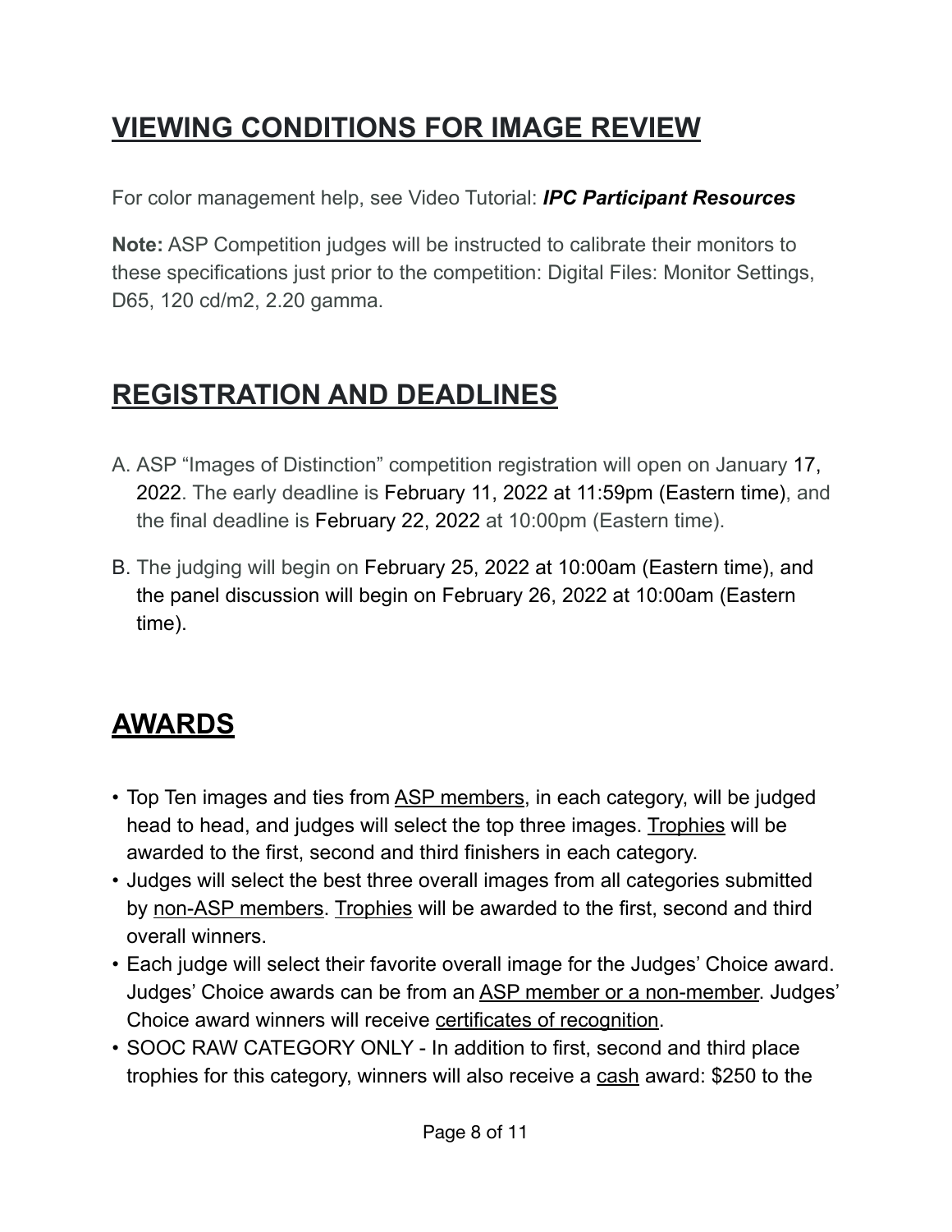## VIEWING CONDITIONS FOR IMAGE REVIEW

For color management help, see Video Tutorial: ***IPC Participant Resources***

**Note:** ASP Competition judges will be instructed to calibrate their monitors to these specifications just prior to the competition: Digital Files: Monitor Settings, D65, 120 cd/m2, 2.20 gamma.

## REGISTRATION AND DEADLINES

A. ASP "Images of Distinction" competition registration will open on January 17, 2022. The early deadline is February 11, 2022 at 11:59pm (Eastern time), and the final deadline is February 22, 2022 at 10:00pm (Eastern time).

B. The judging will begin on February 25, 2022 at 10:00am (Eastern time), and the panel discussion will begin on February 26, 2022 at 10:00am (Eastern time).

## AWARDS

- Top Ten images and ties from ASP members, in each category, will be judged head to head, and judges will select the top three images. Trophies will be awarded to the first, second and third finishers in each category.
- Judges will select the best three overall images from all categories submitted by non-ASP members. Trophies will be awarded to the first, second and third overall winners.
- Each judge will select their favorite overall image for the Judges' Choice award. Judges' Choice awards can be from an ASP member or a non-member. Judges' Choice award winners will receive certificates of recognition.
- SOOC RAW CATEGORY ONLY - In addition to first, second and third place trophies for this category, winners will also receive a cash award: $250 to the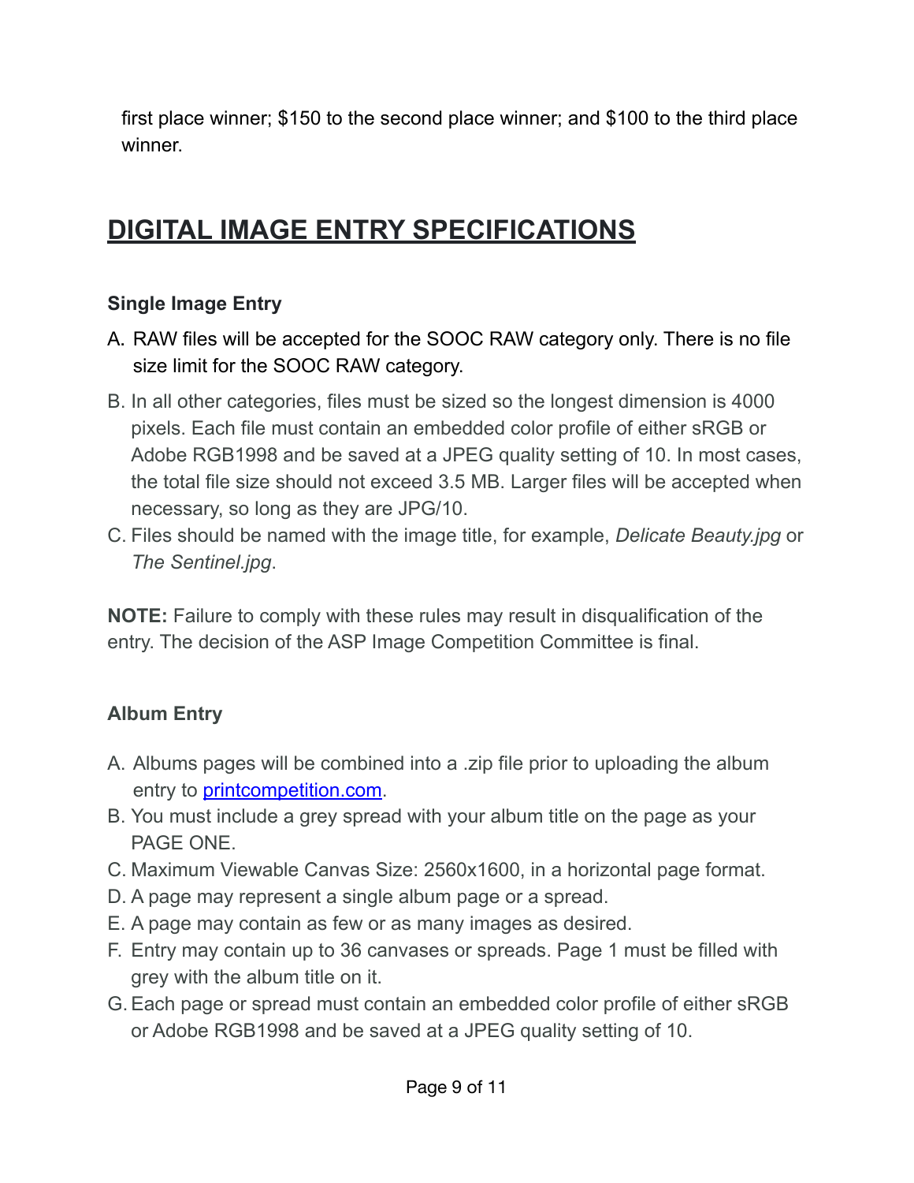first place winner; $150 to the second place winner; and $100 to the third place winner.

## DIGITAL IMAGE ENTRY SPECIFICATIONS

### Single Image Entry

A. RAW files will be accepted for the SOOC RAW category only. There is no file size limit for the SOOC RAW category.

B. In all other categories, files must be sized so the longest dimension is 4000 pixels. Each file must contain an embedded color profile of either sRGB or Adobe RGB1998 and be saved at a JPEG quality setting of 10. In most cases, the total file size should not exceed 3.5 MB. Larger files will be accepted when necessary, so long as they are JPG/10.

C. Files should be named with the image title, for example, *Delicate Beauty.jpg* or *The Sentinel.jpg*.

**NOTE:** Failure to comply with these rules may result in disqualification of the entry. The decision of the ASP Image Competition Committee is final.

### Album Entry

A. Albums pages will be combined into a .zip file prior to uploading the album entry to [printcompetition.com](http://printcompetition.com).

B. You must include a grey spread with your album title on the page as your PAGE ONE.

C. Maximum Viewable Canvas Size: 2560x1600, in a horizontal page format.

D. A page may represent a single album page or a spread.

E. A page may contain as few or as many images as desired.

F. Entry may contain up to 36 canvases or spreads. Page 1 must be filled with grey with the album title on it.

G. Each page or spread must contain an embedded color profile of either sRGB or Adobe RGB1998 and be saved at a JPEG quality setting of 10.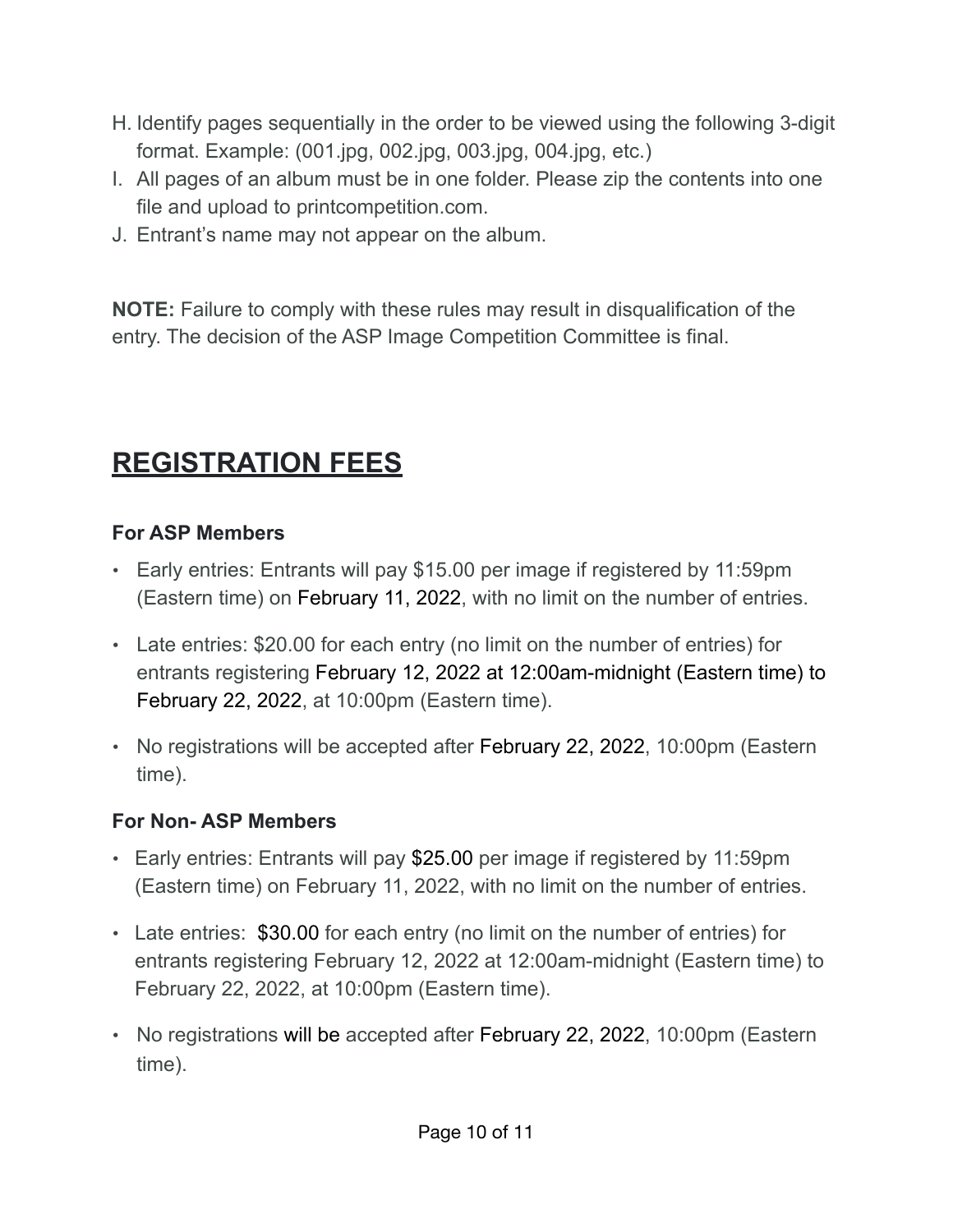H. Identify pages sequentially in the order to be viewed using the following 3-digit format. Example: (001.jpg, 002.jpg, 003.jpg, 004.jpg, etc.)
I. All pages of an album must be in one folder. Please zip the contents into one file and upload to printcompetition.com.
J. Entrant's name may not appear on the album.

**NOTE:** Failure to comply with these rules may result in disqualification of the entry. The decision of the ASP Image Competition Committee is final.

## REGISTRATION FEES

### For ASP Members

- Early entries: Entrants will pay $15.00 per image if registered by 11:59pm (Eastern time) on February 11, 2022, with no limit on the number of entries.
- Late entries: $20.00 for each entry (no limit on the number of entries) for entrants registering February 12, 2022 at 12:00am-midnight (Eastern time) to February 22, 2022, at 10:00pm (Eastern time).
- No registrations will be accepted after February 22, 2022, 10:00pm (Eastern time).

### For Non- ASP Members

- Early entries: Entrants will pay $25.00 per image if registered by 11:59pm (Eastern time) on February 11, 2022, with no limit on the number of entries.
- Late entries: $30.00 for each entry (no limit on the number of entries) for entrants registering February 12, 2022 at 12:00am-midnight (Eastern time) to February 22, 2022, at 10:00pm (Eastern time).
- No registrations will be accepted after February 22, 2022, 10:00pm (Eastern time).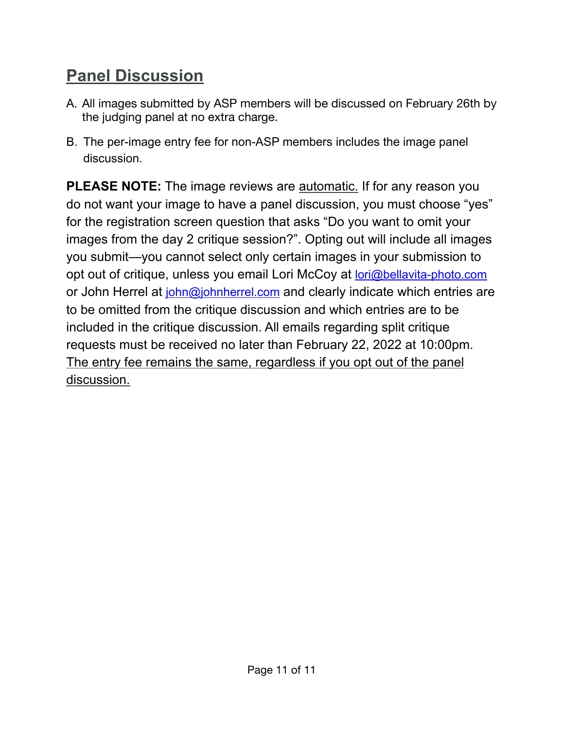## Panel Discussion

A. All images submitted by ASP members will be discussed on February 26th by the judging panel at no extra charge.

B. The per-image entry fee for non-ASP members includes the image panel discussion.

**PLEASE NOTE:** The image reviews are automatic. If for any reason you do not want your image to have a panel discussion, you must choose "yes" for the registration screen question that asks "Do you want to omit your images from the day 2 critique session?". Opting out will include all images you submit—you cannot select only certain images in your submission to opt out of critique, unless you email Lori McCoy at lori@bellavita-photo.com or John Herrel at john@johnherrel.com and clearly indicate which entries are to be omitted from the critique discussion and which entries are to be included in the critique discussion. All emails regarding split critique requests must be received no later than February 22, 2022 at 10:00pm. The entry fee remains the same, regardless if you opt out of the panel discussion.